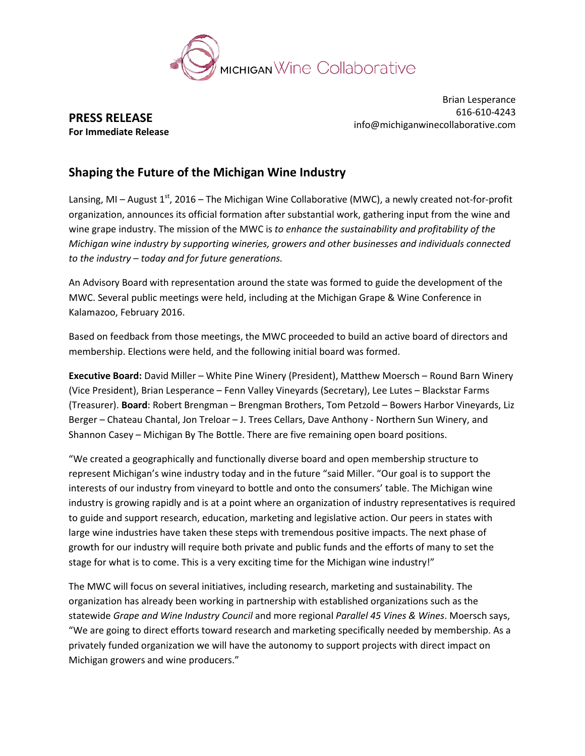MICHIGAN Wine Collaborative

Brian Lesperance
616-610-4243
info@michiganwinecollaborative.com

**PRESS RELEASE**
**For Immediate Release**

## Shaping the Future of the Michigan Wine Industry

Lansing, MI – August 1st, 2016 – The Michigan Wine Collaborative (MWC), a newly created not-for-profit organization, announces its official formation after substantial work, gathering input from the wine and wine grape industry. The mission of the MWC is *to enhance the sustainability and profitability of the Michigan wine industry by supporting wineries, growers and other businesses and individuals connected to the industry – today and for future generations.*

An Advisory Board with representation around the state was formed to guide the development of the MWC. Several public meetings were held, including at the Michigan Grape & Wine Conference in Kalamazoo, February 2016.

Based on feedback from those meetings, the MWC proceeded to build an active board of directors and membership. Elections were held, and the following initial board was formed.

**Executive Board:** David Miller – White Pine Winery (President), Matthew Moersch – Round Barn Winery (Vice President), Brian Lesperance – Fenn Valley Vineyards (Secretary), Lee Lutes – Blackstar Farms (Treasurer). **Board**: Robert Brengman – Brengman Brothers, Tom Petzold – Bowers Harbor Vineyards, Liz Berger – Chateau Chantal, Jon Treloar – J. Trees Cellars, Dave Anthony - Northern Sun Winery, and Shannon Casey – Michigan By The Bottle. There are five remaining open board positions.

"We created a geographically and functionally diverse board and open membership structure to represent Michigan's wine industry today and in the future "said Miller. "Our goal is to support the interests of our industry from vineyard to bottle and onto the consumers' table. The Michigan wine industry is growing rapidly and is at a point where an organization of industry representatives is required to guide and support research, education, marketing and legislative action. Our peers in states with large wine industries have taken these steps with tremendous positive impacts. The next phase of growth for our industry will require both private and public funds and the efforts of many to set the stage for what is to come. This is a very exciting time for the Michigan wine industry!"

The MWC will focus on several initiatives, including research, marketing and sustainability. The organization has already been working in partnership with established organizations such as the statewide *Grape and Wine Industry Council* and more regional *Parallel 45 Vines & Wines*. Moersch says, "We are going to direct efforts toward research and marketing specifically needed by membership. As a privately funded organization we will have the autonomy to support projects with direct impact on Michigan growers and wine producers."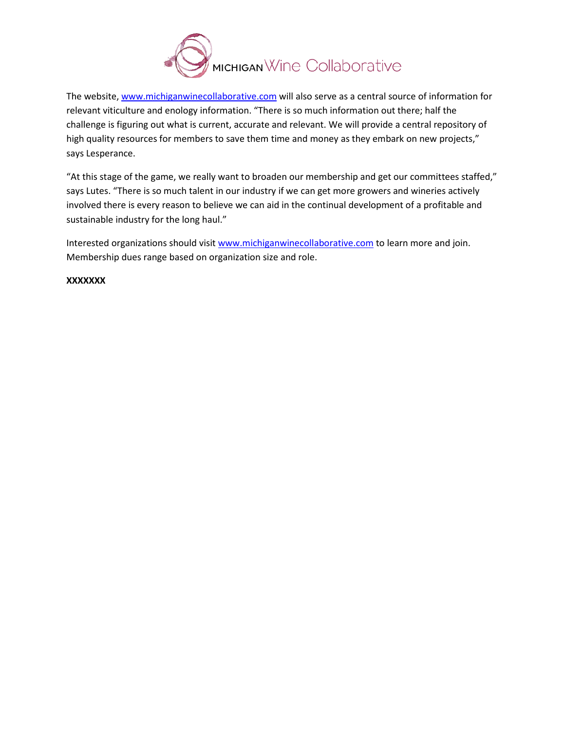MICHIGAN Wine Collaborative

The website, www.michiganwinecollaborative.com will also serve as a central source of information for relevant viticulture and enology information. "There is so much information out there; half the challenge is figuring out what is current, accurate and relevant. We will provide a central repository of high quality resources for members to save them time and money as they embark on new projects," says Lesperance.

"At this stage of the game, we really want to broaden our membership and get our committees staffed," says Lutes. "There is so much talent in our industry if we can get more growers and wineries actively involved there is every reason to believe we can aid in the continual development of a profitable and sustainable industry for the long haul."

Interested organizations should visit www.michiganwinecollaborative.com to learn more and join. Membership dues range based on organization size and role.

**XXXXXXX**